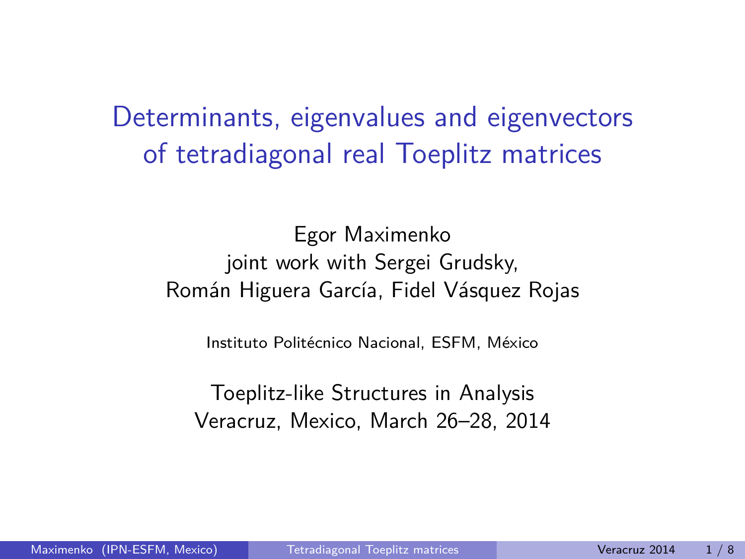# Determinants, eigenvalues and eigenvectors of tetradiagonal real Toeplitz matrices

Egor Maximenko
joint work with Sergei Grudsky,
Román Higuera García, Fidel Vásquez Rojas

Instituto Politécnico Nacional, ESFM, México

Toeplitz-like Structures in Analysis
Veracruz, Mexico, March 26–28, 2014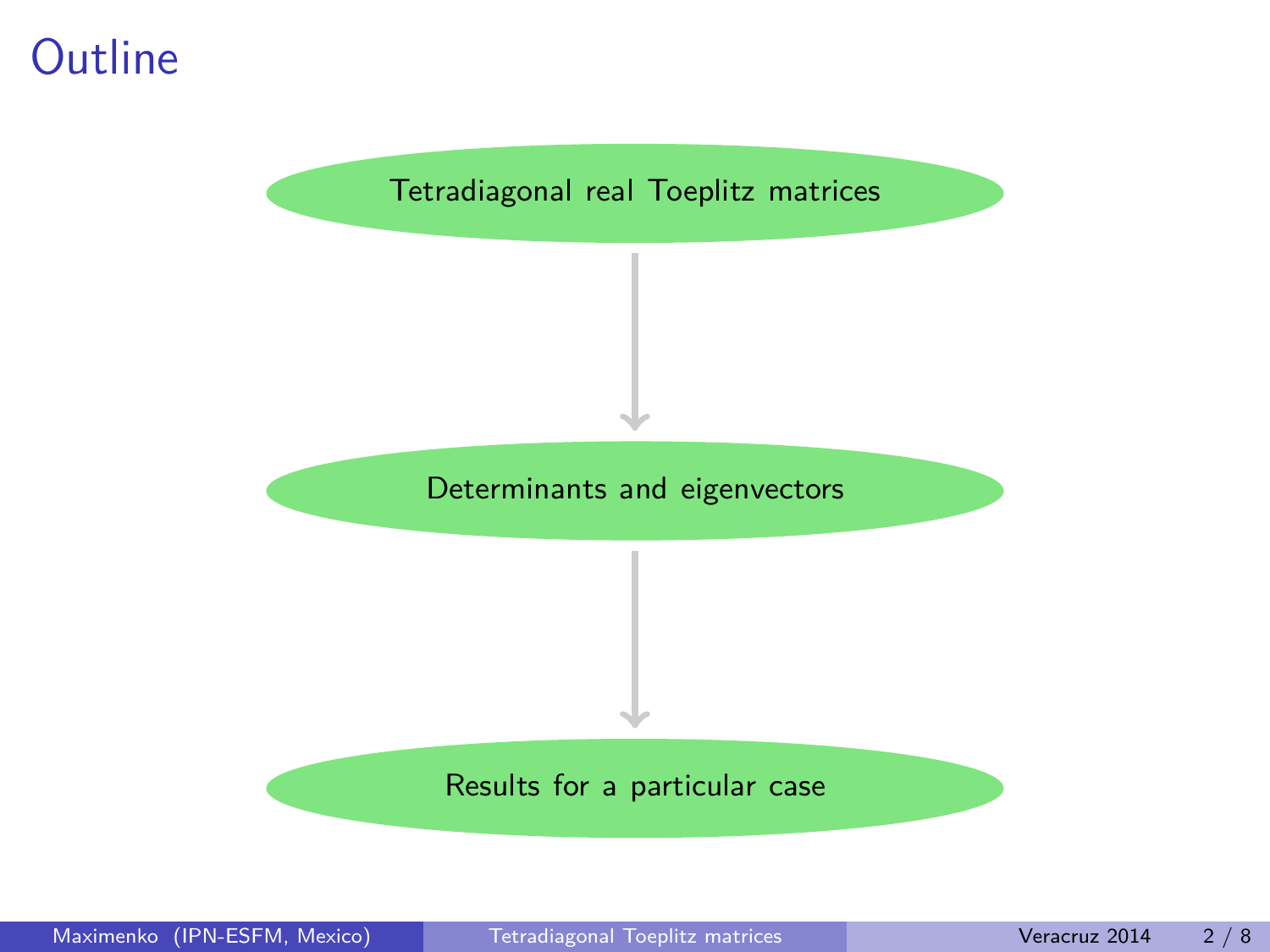# Outline

- Tetradiagonal real Toeplitz matrices
- Determinants and eigenvectors
- Results for a particular case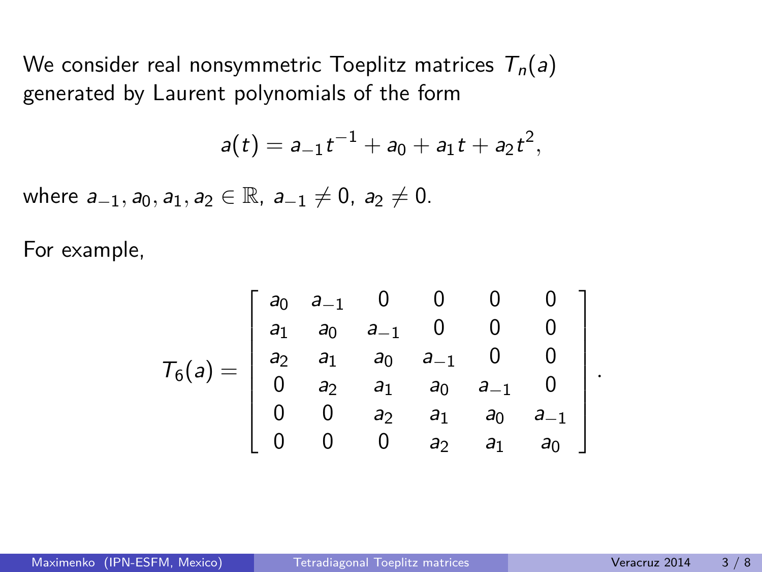We consider real nonsymmetric Toeplitz matrices $T_n(a)$ generated by Laurent polynomials of the form

$$a(t) = a_{-1}t^{-1} + a_0 + a_1 t + a_2 t^2,$$

where $a_{-1}, a_0, a_1, a_2 \in \mathbb{R}$, $a_{-1} \neq 0$, $a_2 \neq 0$.

For example,

$$T_6(a) = \begin{bmatrix} a_0 & a_{-1} & 0 & 0 & 0 & 0 \\ a_1 & a_0 & a_{-1} & 0 & 0 & 0 \\ a_2 & a_1 & a_0 & a_{-1} & 0 & 0 \\ 0 & a_2 & a_1 & a_0 & a_{-1} & 0 \\ 0 & 0 & a_2 & a_1 & a_0 & a_{-1} \\ 0 & 0 & 0 & a_2 & a_1 & a_0 \end{bmatrix}.$$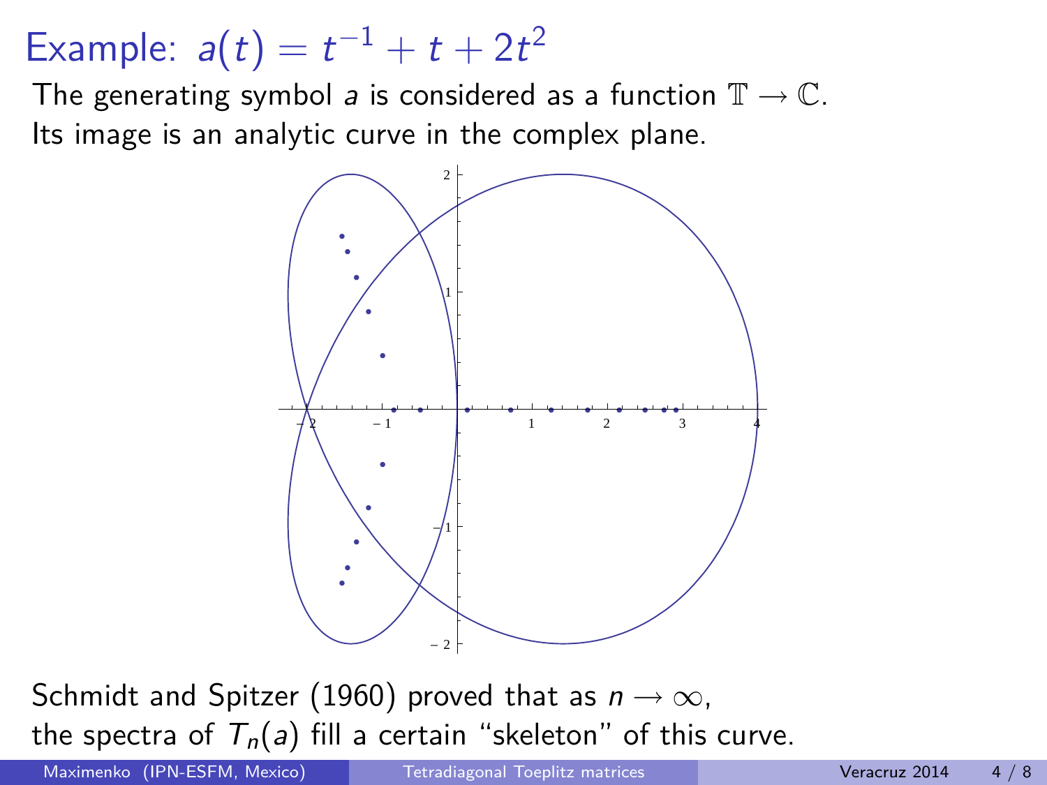# Example: $a(t) = t^{-1} + t + 2t^2$

The generating symbol $a$ is considered as a function $\mathbb{T} \to \mathbb{C}$.
Its image is an analytic curve in the complex plane.

Schmidt and Spitzer (1960) proved that as $n \to \infty$,
the spectra of $T_n(a)$ fill a certain "skeleton" of this curve.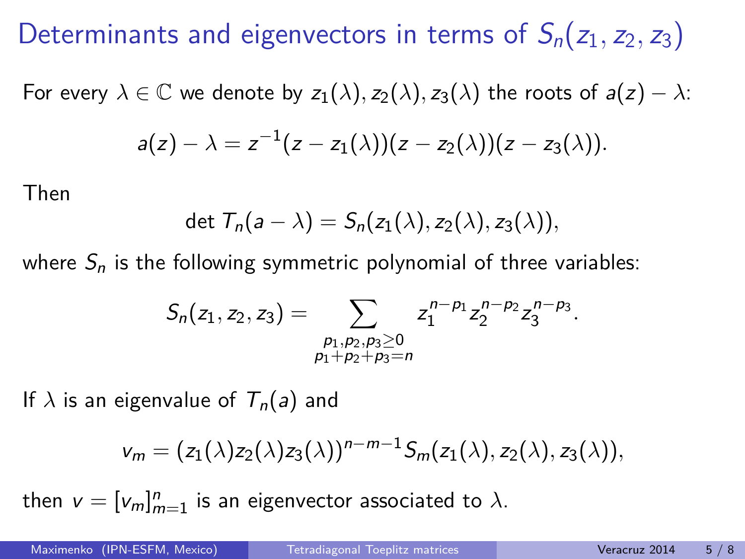# Determinants and eigenvectors in terms of $S_n(z_1, z_2, z_3)$

For every $\lambda \in \mathbb{C}$ we denote by $z_1(\lambda), z_2(\lambda), z_3(\lambda)$ the roots of $a(z) - \lambda$:

$$a(z) - \lambda = z^{-1}(z - z_1(\lambda))(z - z_2(\lambda))(z - z_3(\lambda)).$$

Then

$$\det T_n(a - \lambda) = S_n(z_1(\lambda), z_2(\lambda), z_3(\lambda)),$$

where $S_n$ is the following symmetric polynomial of three variables:

$$S_n(z_1, z_2, z_3) = \sum_{\substack{p_1, p_2, p_3 \geq 0 \\ p_1 + p_2 + p_3 = n}} z_1^{n-p_1} z_2^{n-p_2} z_3^{n-p_3}.$$

If $\lambda$ is an eigenvalue of $T_n(a)$ and

$$v_m = (z_1(\lambda) z_2(\lambda) z_3(\lambda))^{n-m-1} S_m(z_1(\lambda), z_2(\lambda), z_3(\lambda)),$$

then $v = [v_m]_{m=1}^n$ is an eigenvector associated to $\lambda$.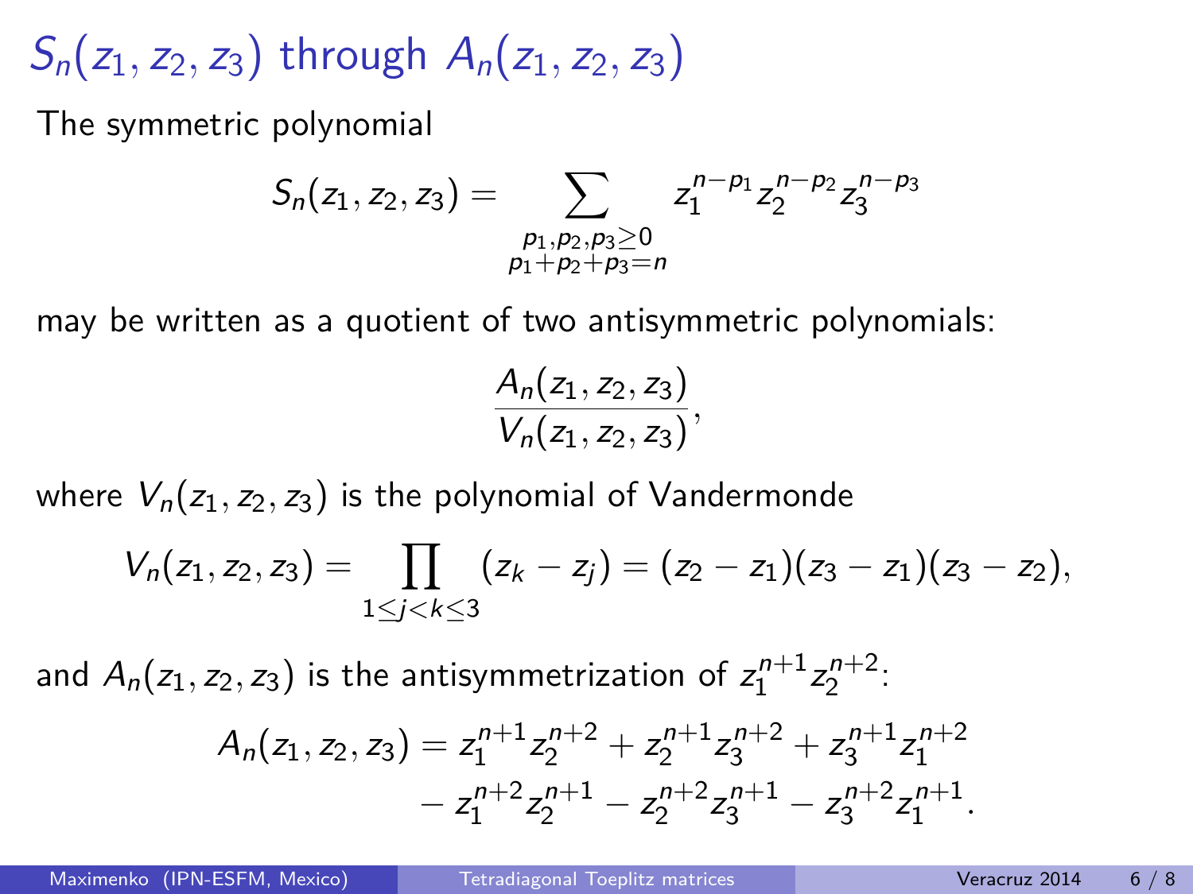# $S_n(z_1, z_2, z_3)$ through $A_n(z_1, z_2, z_3)$

The symmetric polynomial

$$S_n(z_1, z_2, z_3) = \sum_{\substack{p_1, p_2, p_3 \geq 0 \\ p_1 + p_2 + p_3 = n}} z_1^{n-p_1} z_2^{n-p_2} z_3^{n-p_3}$$

may be written as a quotient of two antisymmetric polynomials:

$$\frac{A_n(z_1, z_2, z_3)}{V_n(z_1, z_2, z_3)},$$

where $V_n(z_1, z_2, z_3)$ is the polynomial of Vandermonde

$$V_n(z_1, z_2, z_3) = \prod_{1 \leq j < k \leq 3} (z_k - z_j) = (z_2 - z_1)(z_3 - z_1)(z_3 - z_2),$$

and $A_n(z_1, z_2, z_3)$ is the antisymmetrization of $z_1^{n+1} z_2^{n+2}$:

$$\begin{aligned} A_n(z_1, z_2, z_3) = {} & z_1^{n+1} z_2^{n+2} + z_2^{n+1} z_3^{n+2} + z_3^{n+1} z_1^{n+2} \\ & - z_1^{n+2} z_2^{n+1} - z_2^{n+2} z_3^{n+1} - z_3^{n+2} z_1^{n+1}. \end{aligned}$$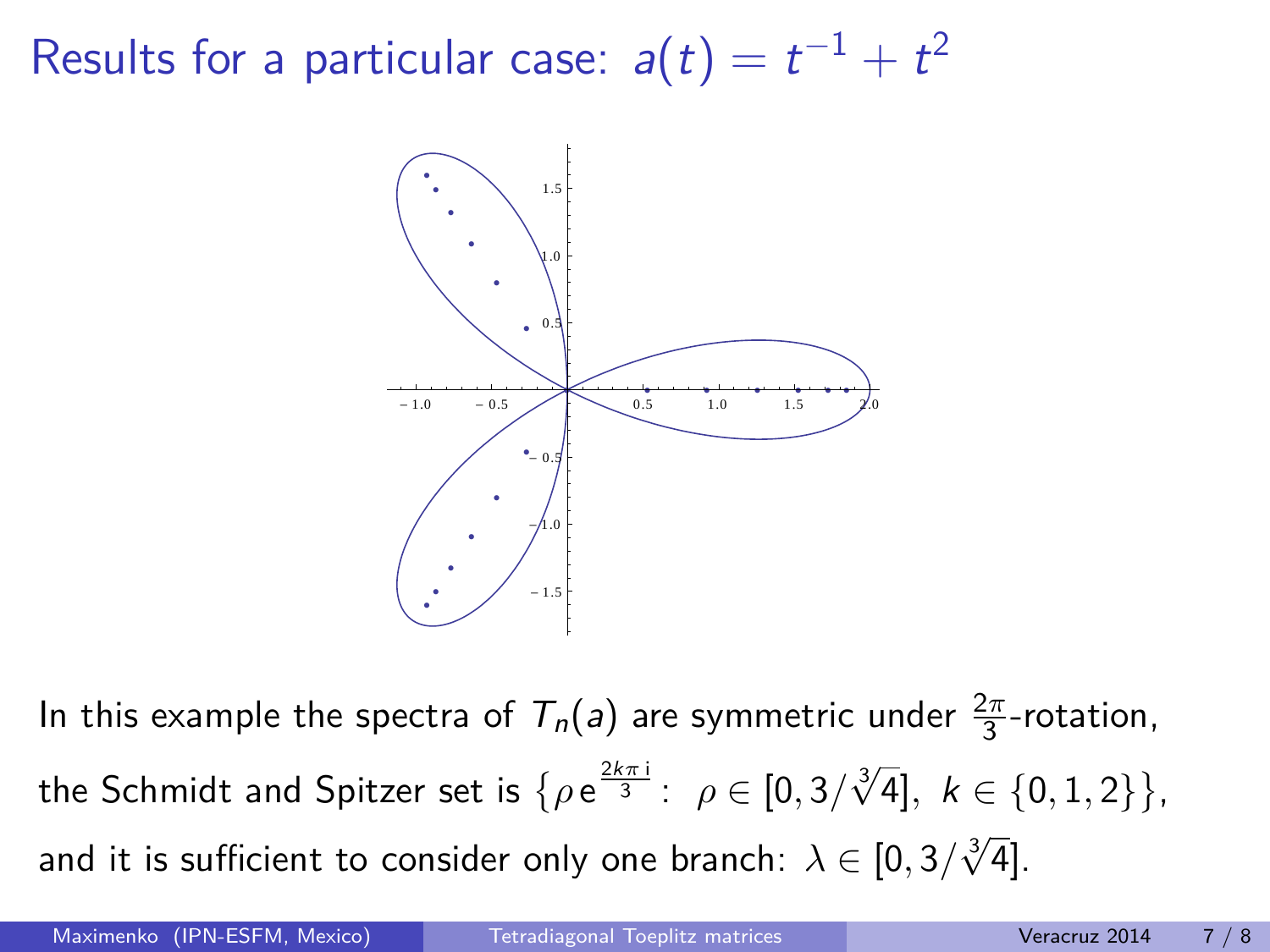# Results for a particular case: $a(t) = t^{-1} + t^2$

In this example the spectra of $T_n(a)$ are symmetric under $\frac{2\pi}{3}$-rotation, the Schmidt and Spitzer set is $\left\{\rho\, e^{\frac{2k\pi\, i}{3}} : \ \rho \in [0, 3/\sqrt[3]{4}], \ k \in \{0, 1, 2\}\right\}$, and it is sufficient to consider only one branch: $\lambda \in [0, 3/\sqrt[3]{4}]$.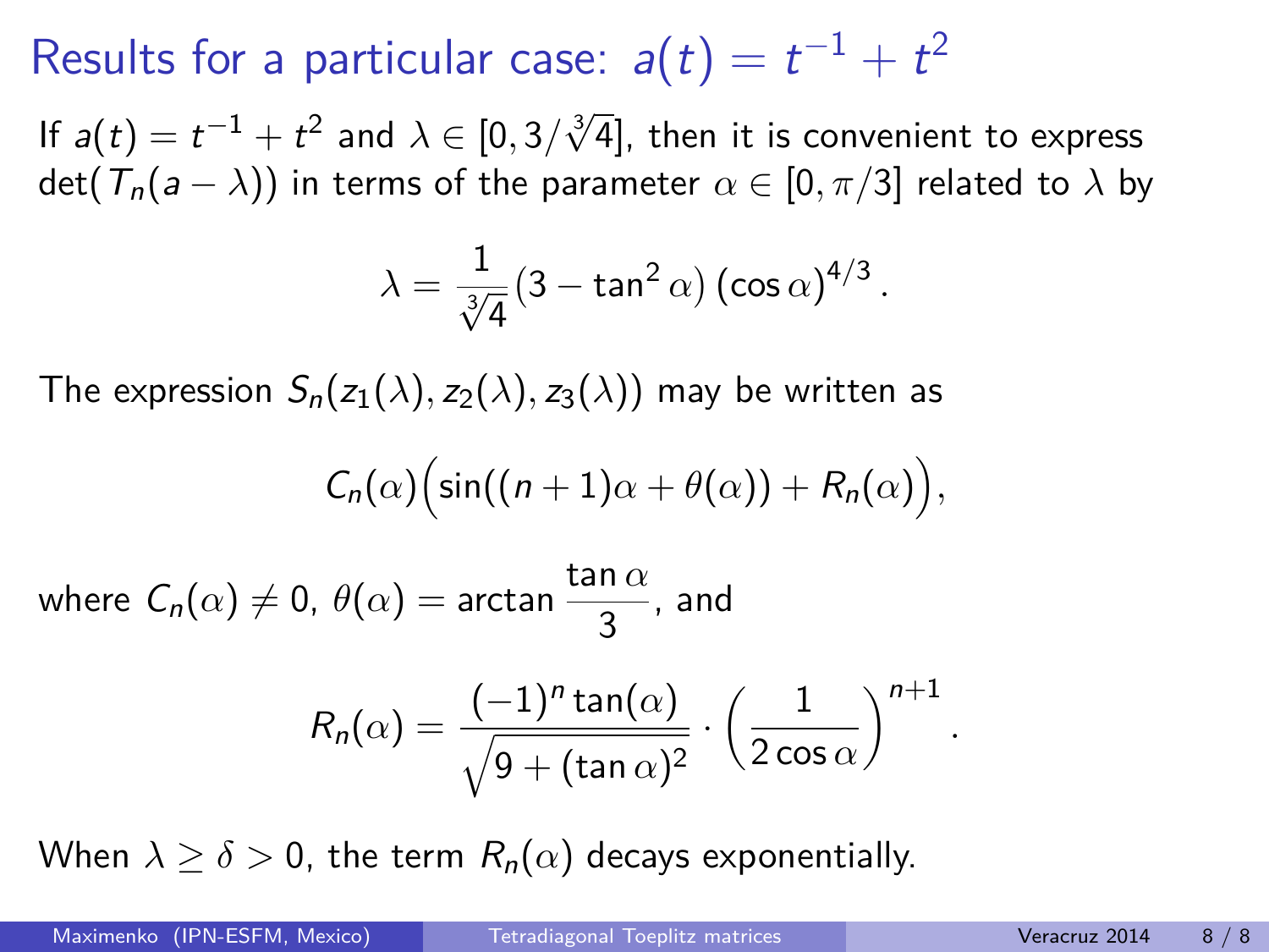# Results for a particular case: $a(t) = t^{-1} + t^2$

If $a(t) = t^{-1} + t^2$ and $\lambda \in [0, 3/\sqrt[3]{4}]$, then it is convenient to express $\det(T_n(a - \lambda))$ in terms of the parameter $\alpha \in [0, \pi/3]$ related to $\lambda$ by

$$\lambda = \frac{1}{\sqrt[3]{4}} (3 - \tan^2 \alpha) (\cos \alpha)^{4/3}.$$

The expression $S_n(z_1(\lambda), z_2(\lambda), z_3(\lambda))$ may be written as

$$C_n(\alpha)\Big(\sin((n+1)\alpha + \theta(\alpha)) + R_n(\alpha)\Big),$$

where $C_n(\alpha) \neq 0$, $\theta(\alpha) = \arctan \dfrac{\tan \alpha}{3}$, and

$$R_n(\alpha) = \frac{(-1)^n \tan(\alpha)}{\sqrt{9 + (\tan \alpha)^2}} \cdot \left( \frac{1}{2 \cos \alpha} \right)^{n+1}.$$

When $\lambda \geq \delta > 0$, the term $R_n(\alpha)$ decays exponentially.